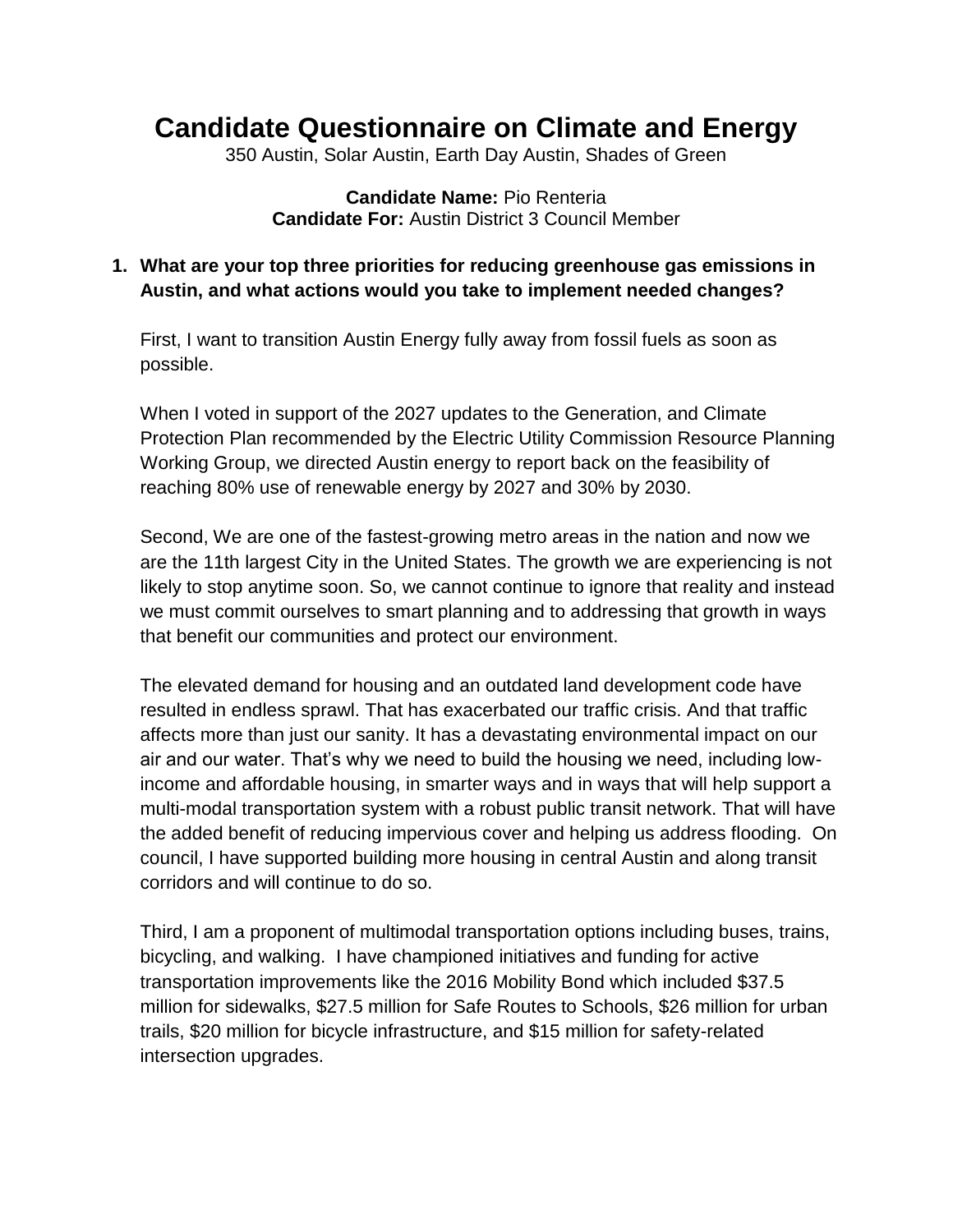# Candidate Questionnaire on Climate and Energy

350 Austin, Solar Austin, Earth Day Austin, Shades of Green

**Candidate Name:** Pio Renteria
**Candidate For:** Austin District 3 Council Member

1. **What are your top three priorities for reducing greenhouse gas emissions in Austin, and what actions would you take to implement needed changes?**

   First, I want to transition Austin Energy fully away from fossil fuels as soon as possible.

   When I voted in support of the 2027 updates to the Generation, and Climate Protection Plan recommended by the Electric Utility Commission Resource Planning Working Group, we directed Austin energy to report back on the feasibility of reaching 80% use of renewable energy by 2027 and 30% by 2030.

   Second, We are one of the fastest-growing metro areas in the nation and now we are the 11th largest City in the United States. The growth we are experiencing is not likely to stop anytime soon. So, we cannot continue to ignore that reality and instead we must commit ourselves to smart planning and to addressing that growth in ways that benefit our communities and protect our environment.

   The elevated demand for housing and an outdated land development code have resulted in endless sprawl. That has exacerbated our traffic crisis. And that traffic affects more than just our sanity. It has a devastating environmental impact on our air and our water. That's why we need to build the housing we need, including low-income and affordable housing, in smarter ways and in ways that will help support a multi-modal transportation system with a robust public transit network. That will have the added benefit of reducing impervious cover and helping us address flooding. On council, I have supported building more housing in central Austin and along transit corridors and will continue to do so.

   Third, I am a proponent of multimodal transportation options including buses, trains, bicycling, and walking. I have championed initiatives and funding for active transportation improvements like the 2016 Mobility Bond which included $37.5 million for sidewalks, $27.5 million for Safe Routes to Schools, $26 million for urban trails, $20 million for bicycle infrastructure, and $15 million for safety-related intersection upgrades.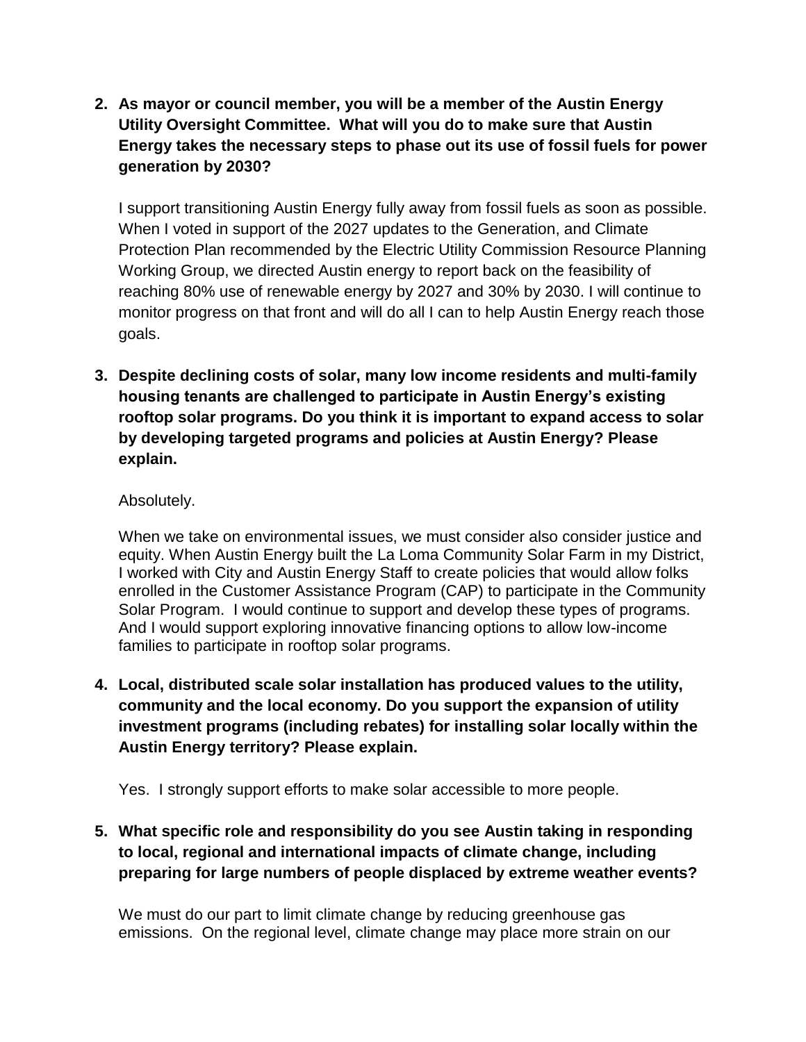2. **As mayor or council member, you will be a member of the Austin Energy Utility Oversight Committee. What will you do to make sure that Austin Energy takes the necessary steps to phase out its use of fossil fuels for power generation by 2030?**

   I support transitioning Austin Energy fully away from fossil fuels as soon as possible. When I voted in support of the 2027 updates to the Generation, and Climate Protection Plan recommended by the Electric Utility Commission Resource Planning Working Group, we directed Austin energy to report back on the feasibility of reaching 80% use of renewable energy by 2027 and 30% by 2030. I will continue to monitor progress on that front and will do all I can to help Austin Energy reach those goals.

3. **Despite declining costs of solar, many low income residents and multi-family housing tenants are challenged to participate in Austin Energy's existing rooftop solar programs. Do you think it is important to expand access to solar by developing targeted programs and policies at Austin Energy? Please explain.**

   Absolutely.

   When we take on environmental issues, we must consider also consider justice and equity. When Austin Energy built the La Loma Community Solar Farm in my District, I worked with City and Austin Energy Staff to create policies that would allow folks enrolled in the Customer Assistance Program (CAP) to participate in the Community Solar Program. I would continue to support and develop these types of programs. And I would support exploring innovative financing options to allow low-income families to participate in rooftop solar programs.

4. **Local, distributed scale solar installation has produced values to the utility, community and the local economy. Do you support the expansion of utility investment programs (including rebates) for installing solar locally within the Austin Energy territory? Please explain.**

   Yes. I strongly support efforts to make solar accessible to more people.

5. **What specific role and responsibility do you see Austin taking in responding to local, regional and international impacts of climate change, including preparing for large numbers of people displaced by extreme weather events?**

   We must do our part to limit climate change by reducing greenhouse gas emissions. On the regional level, climate change may place more strain on our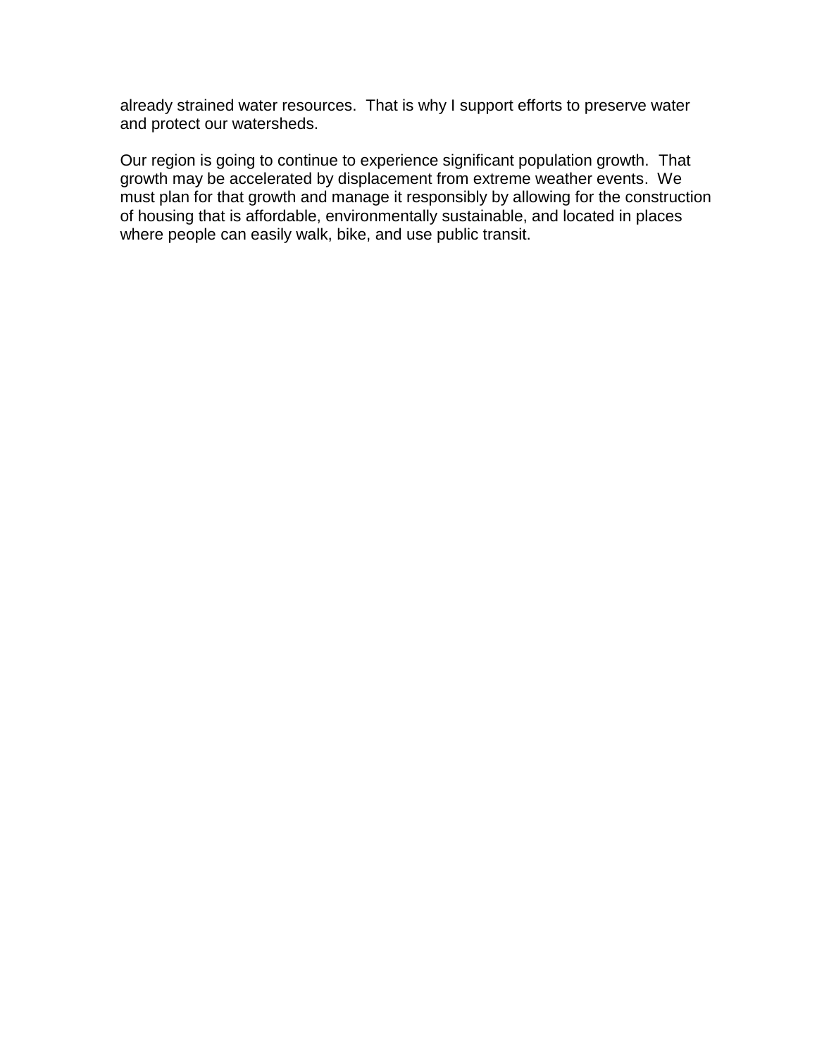already strained water resources.  That is why I support efforts to preserve water and protect our watersheds.

Our region is going to continue to experience significant population growth.  That growth may be accelerated by displacement from extreme weather events.  We must plan for that growth and manage it responsibly by allowing for the construction of housing that is affordable, environmentally sustainable, and located in places where people can easily walk, bike, and use public transit.